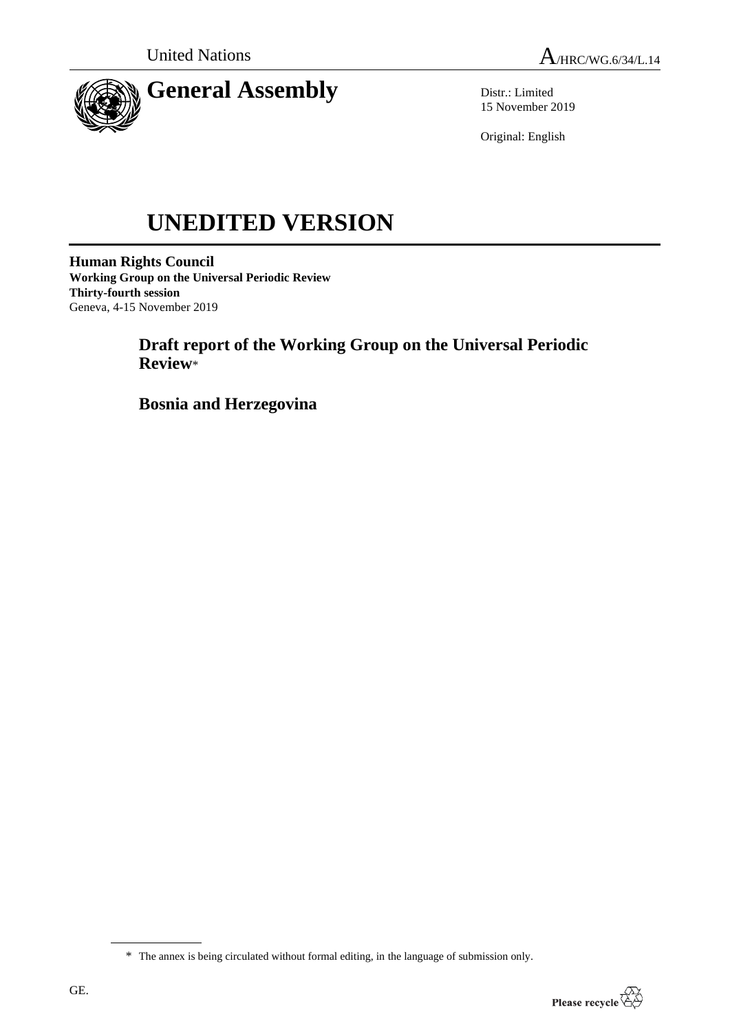United Nations

A/HRC/WG.6/34/L.14

# General Assembly

Distr.: Limited
15 November 2019

Original: English

# UNEDITED VERSION

**Human Rights Council**
**Working Group on the Universal Periodic Review**
**Thirty-fourth session**
Geneva, 4-15 November 2019

## Draft report of the Working Group on the Universal Periodic Review*

## Bosnia and Herzegovina

* The annex is being circulated without formal editing, in the language of submission only.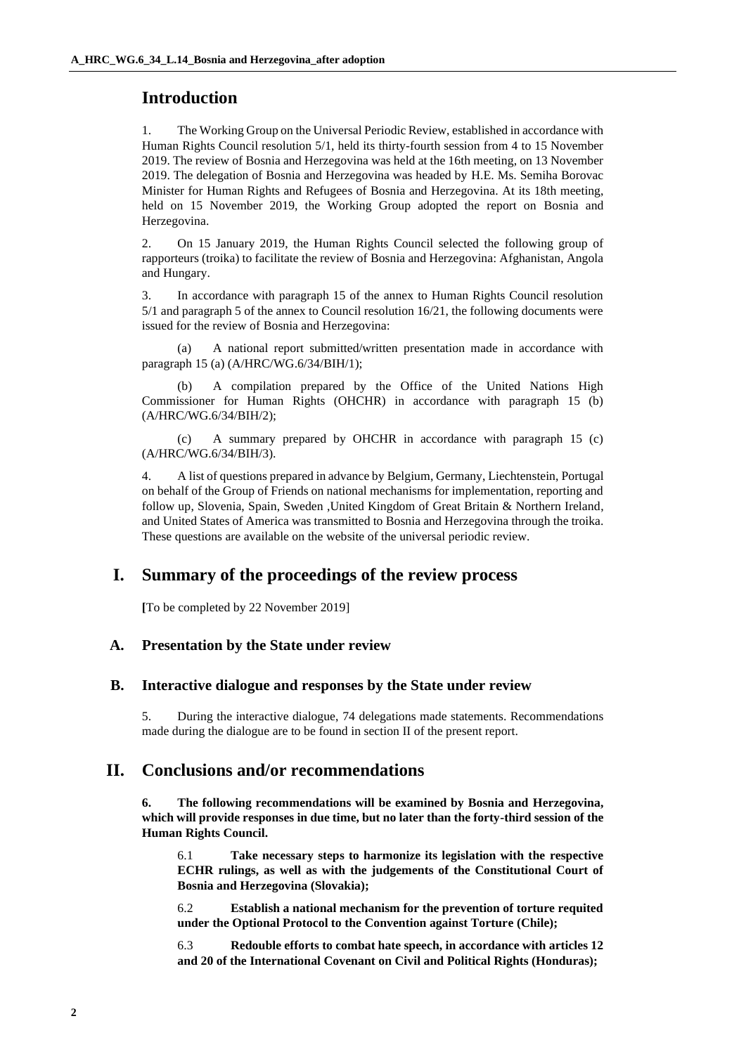## Introduction

1. The Working Group on the Universal Periodic Review, established in accordance with Human Rights Council resolution 5/1, held its thirty-fourth session from 4 to 15 November 2019. The review of Bosnia and Herzegovina was held at the 16th meeting, on 13 November 2019. The delegation of Bosnia and Herzegovina was headed by H.E. Ms. Semiha Borovac Minister for Human Rights and Refugees of Bosnia and Herzegovina. At its 18th meeting, held on 15 November 2019, the Working Group adopted the report on Bosnia and Herzegovina.

2. On 15 January 2019, the Human Rights Council selected the following group of rapporteurs (troika) to facilitate the review of Bosnia and Herzegovina: Afghanistan, Angola and Hungary.

3. In accordance with paragraph 15 of the annex to Human Rights Council resolution 5/1 and paragraph 5 of the annex to Council resolution 16/21, the following documents were issued for the review of Bosnia and Herzegovina:

(a) A national report submitted/written presentation made in accordance with paragraph 15 (a) (A/HRC/WG.6/34/BIH/1);

(b) A compilation prepared by the Office of the United Nations High Commissioner for Human Rights (OHCHR) in accordance with paragraph 15 (b) (A/HRC/WG.6/34/BIH/2);

(c) A summary prepared by OHCHR in accordance with paragraph 15 (c) (A/HRC/WG.6/34/BIH/3).

4. A list of questions prepared in advance by Belgium, Germany, Liechtenstein, Portugal on behalf of the Group of Friends on national mechanisms for implementation, reporting and follow up, Slovenia, Spain, Sweden ,United Kingdom of Great Britain & Northern Ireland, and United States of America was transmitted to Bosnia and Herzegovina through the troika. These questions are available on the website of the universal periodic review.

## I. Summary of the proceedings of the review process

**[**To be completed by 22 November 2019]

### A. Presentation by the State under review

### B. Interactive dialogue and responses by the State under review

5. During the interactive dialogue, 74 delegations made statements. Recommendations made during the dialogue are to be found in section II of the present report.

## II. Conclusions and/or recommendations

**6. The following recommendations will be examined by Bosnia and Herzegovina, which will provide responses in due time, but no later than the forty-third session of the Human Rights Council.**

6.1 **Take necessary steps to harmonize its legislation with the respective ECHR rulings, as well as with the judgements of the Constitutional Court of Bosnia and Herzegovina (Slovakia);**

6.2 **Establish a national mechanism for the prevention of torture requited under the Optional Protocol to the Convention against Torture (Chile);**

6.3 **Redouble efforts to combat hate speech, in accordance with articles 12 and 20 of the International Covenant on Civil and Political Rights (Honduras);**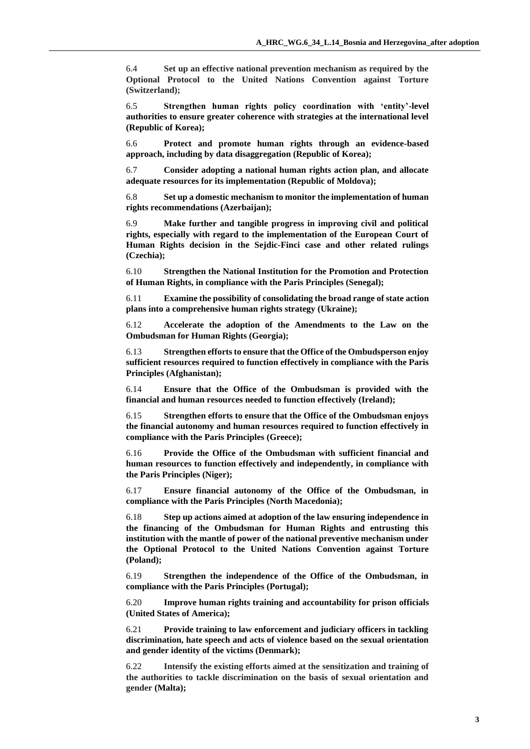6.4 **Set up an effective national prevention mechanism as required by the Optional Protocol to the United Nations Convention against Torture (Switzerland);**

6.5 **Strengthen human rights policy coordination with 'entity'-level authorities to ensure greater coherence with strategies at the international level (Republic of Korea);**

6.6 **Protect and promote human rights through an evidence-based approach, including by data disaggregation (Republic of Korea);**

6.7 **Consider adopting a national human rights action plan, and allocate adequate resources for its implementation (Republic of Moldova);**

6.8 **Set up a domestic mechanism to monitor the implementation of human rights recommendations (Azerbaijan);**

6.9 **Make further and tangible progress in improving civil and political rights, especially with regard to the implementation of the European Court of Human Rights decision in the Sejdic-Finci case and other related rulings (Czechia);**

6.10 **Strengthen the National Institution for the Promotion and Protection of Human Rights, in compliance with the Paris Principles (Senegal);**

6.11 **Examine the possibility of consolidating the broad range of state action plans into a comprehensive human rights strategy (Ukraine);**

6.12 **Accelerate the adoption of the Amendments to the Law on the Ombudsman for Human Rights (Georgia);**

6.13 **Strengthen efforts to ensure that the Office of the Ombudsperson enjoy sufficient resources required to function effectively in compliance with the Paris Principles (Afghanistan);**

6.14 **Ensure that the Office of the Ombudsman is provided with the financial and human resources needed to function effectively (Ireland);**

6.15 **Strengthen efforts to ensure that the Office of the Ombudsman enjoys the financial autonomy and human resources required to function effectively in compliance with the Paris Principles (Greece);**

6.16 **Provide the Office of the Ombudsman with sufficient financial and human resources to function effectively and independently, in compliance with the Paris Principles (Niger);**

6.17 **Ensure financial autonomy of the Office of the Ombudsman, in compliance with the Paris Principles (North Macedonia);**

6.18 **Step up actions aimed at adoption of the law ensuring independence in the financing of the Ombudsman for Human Rights and entrusting this institution with the mantle of power of the national preventive mechanism under the Optional Protocol to the United Nations Convention against Torture (Poland);**

6.19 **Strengthen the independence of the Office of the Ombudsman, in compliance with the Paris Principles (Portugal);**

6.20 **Improve human rights training and accountability for prison officials (United States of America);**

6.21 **Provide training to law enforcement and judiciary officers in tackling discrimination, hate speech and acts of violence based on the sexual orientation and gender identity of the victims (Denmark);**

6.22 **Intensify the existing efforts aimed at the sensitization and training of the authorities to tackle discrimination on the basis of sexual orientation and gender (Malta);**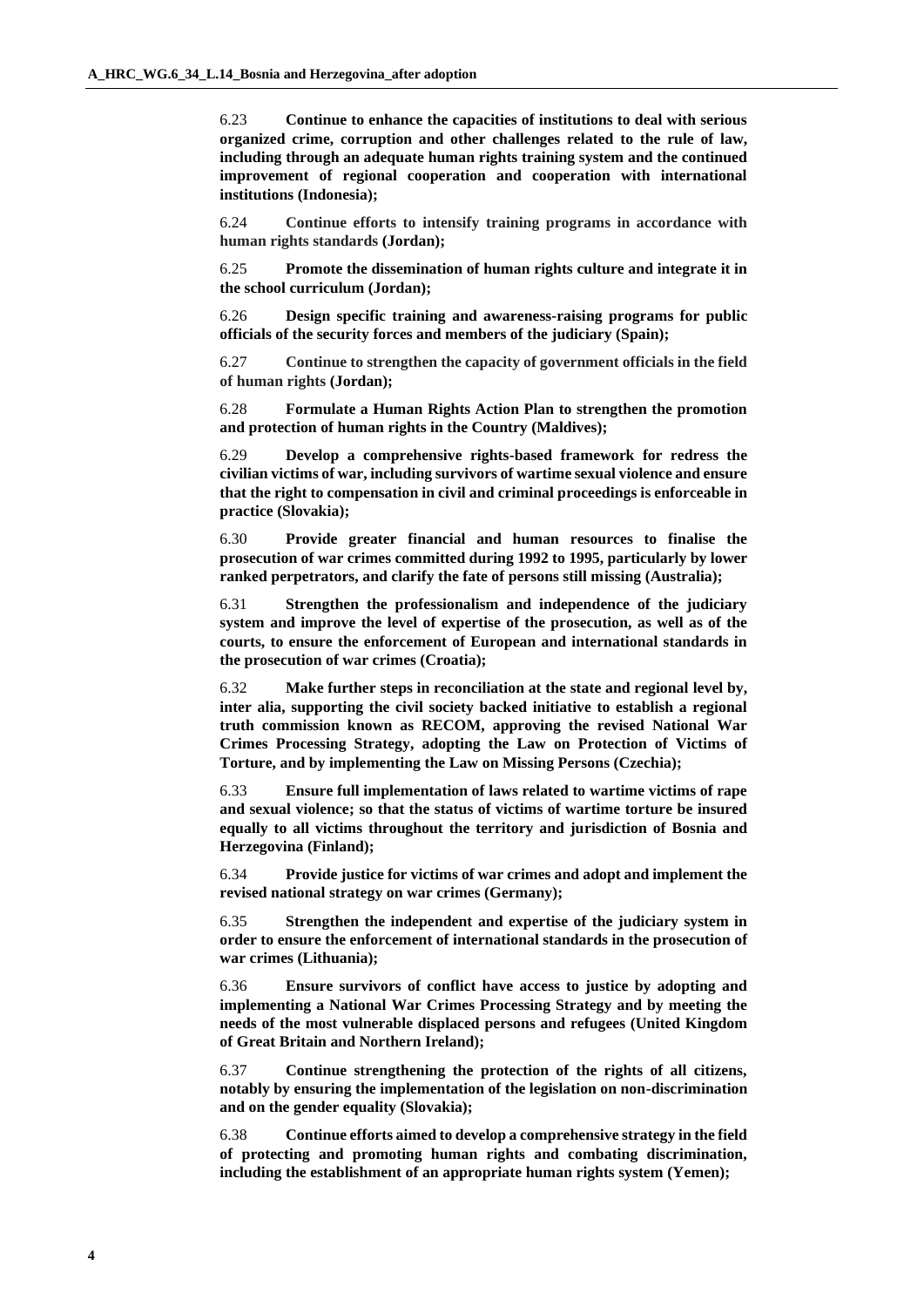6.23 **Continue to enhance the capacities of institutions to deal with serious organized crime, corruption and other challenges related to the rule of law, including through an adequate human rights training system and the continued improvement of regional cooperation and cooperation with international institutions (Indonesia);**

6.24 **Continue efforts to intensify training programs in accordance with human rights standards (Jordan);**

6.25 **Promote the dissemination of human rights culture and integrate it in the school curriculum (Jordan);**

6.26 **Design specific training and awareness-raising programs for public officials of the security forces and members of the judiciary (Spain);**

6.27 **Continue to strengthen the capacity of government officials in the field of human rights (Jordan);**

6.28 **Formulate a Human Rights Action Plan to strengthen the promotion and protection of human rights in the Country (Maldives);**

6.29 **Develop a comprehensive rights-based framework for redress the civilian victims of war, including survivors of wartime sexual violence and ensure that the right to compensation in civil and criminal proceedings is enforceable in practice (Slovakia);**

6.30 **Provide greater financial and human resources to finalise the prosecution of war crimes committed during 1992 to 1995, particularly by lower ranked perpetrators, and clarify the fate of persons still missing (Australia);**

6.31 **Strengthen the professionalism and independence of the judiciary system and improve the level of expertise of the prosecution, as well as of the courts, to ensure the enforcement of European and international standards in the prosecution of war crimes (Croatia);**

6.32 **Make further steps in reconciliation at the state and regional level by, inter alia, supporting the civil society backed initiative to establish a regional truth commission known as RECOM, approving the revised National War Crimes Processing Strategy, adopting the Law on Protection of Victims of Torture, and by implementing the Law on Missing Persons (Czechia);**

6.33 **Ensure full implementation of laws related to wartime victims of rape and sexual violence; so that the status of victims of wartime torture be insured equally to all victims throughout the territory and jurisdiction of Bosnia and Herzegovina (Finland);**

6.34 **Provide justice for victims of war crimes and adopt and implement the revised national strategy on war crimes (Germany);**

6.35 **Strengthen the independent and expertise of the judiciary system in order to ensure the enforcement of international standards in the prosecution of war crimes (Lithuania);**

6.36 **Ensure survivors of conflict have access to justice by adopting and implementing a National War Crimes Processing Strategy and by meeting the needs of the most vulnerable displaced persons and refugees (United Kingdom of Great Britain and Northern Ireland);**

6.37 **Continue strengthening the protection of the rights of all citizens, notably by ensuring the implementation of the legislation on non-discrimination and on the gender equality (Slovakia);**

6.38 **Continue efforts aimed to develop a comprehensive strategy in the field of protecting and promoting human rights and combating discrimination, including the establishment of an appropriate human rights system (Yemen);**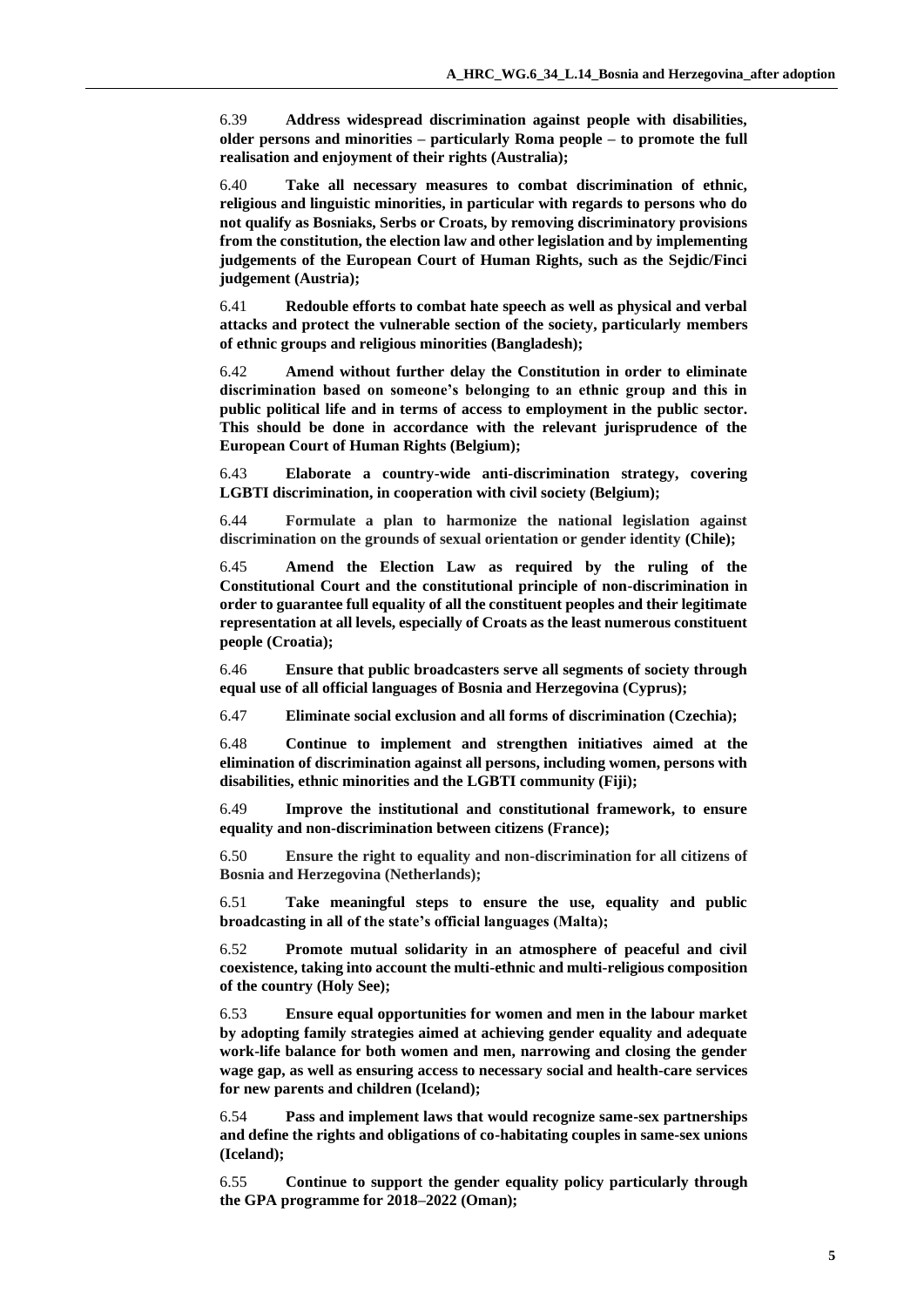6.39 **Address widespread discrimination against people with disabilities, older persons and minorities – particularly Roma people – to promote the full realisation and enjoyment of their rights (Australia);**

6.40 **Take all necessary measures to combat discrimination of ethnic, religious and linguistic minorities, in particular with regards to persons who do not qualify as Bosniaks, Serbs or Croats, by removing discriminatory provisions from the constitution, the election law and other legislation and by implementing judgements of the European Court of Human Rights, such as the Sejdic/Finci judgement (Austria);**

6.41 **Redouble efforts to combat hate speech as well as physical and verbal attacks and protect the vulnerable section of the society, particularly members of ethnic groups and religious minorities (Bangladesh);**

6.42 **Amend without further delay the Constitution in order to eliminate discrimination based on someone's belonging to an ethnic group and this in public political life and in terms of access to employment in the public sector. This should be done in accordance with the relevant jurisprudence of the European Court of Human Rights (Belgium);**

6.43 **Elaborate a country-wide anti-discrimination strategy, covering LGBTI discrimination, in cooperation with civil society (Belgium);**

6.44 **Formulate a plan to harmonize the national legislation against discrimination on the grounds of sexual orientation or gender identity (Chile);**

6.45 **Amend the Election Law as required by the ruling of the Constitutional Court and the constitutional principle of non-discrimination in order to guarantee full equality of all the constituent peoples and their legitimate representation at all levels, especially of Croats as the least numerous constituent people (Croatia);**

6.46 **Ensure that public broadcasters serve all segments of society through equal use of all official languages of Bosnia and Herzegovina (Cyprus);**

6.47 **Eliminate social exclusion and all forms of discrimination (Czechia);**

6.48 **Continue to implement and strengthen initiatives aimed at the elimination of discrimination against all persons, including women, persons with disabilities, ethnic minorities and the LGBTI community (Fiji);**

6.49 **Improve the institutional and constitutional framework, to ensure equality and non-discrimination between citizens (France);**

6.50 **Ensure the right to equality and non-discrimination for all citizens of Bosnia and Herzegovina (Netherlands);**

6.51 **Take meaningful steps to ensure the use, equality and public broadcasting in all of the state's official languages (Malta);**

6.52 **Promote mutual solidarity in an atmosphere of peaceful and civil coexistence, taking into account the multi-ethnic and multi-religious composition of the country (Holy See);**

6.53 **Ensure equal opportunities for women and men in the labour market by adopting family strategies aimed at achieving gender equality and adequate work-life balance for both women and men, narrowing and closing the gender wage gap, as well as ensuring access to necessary social and health-care services for new parents and children (Iceland);**

6.54 **Pass and implement laws that would recognize same-sex partnerships and define the rights and obligations of co-habitating couples in same-sex unions (Iceland);**

6.55 **Continue to support the gender equality policy particularly through the GPA programme for 2018–2022 (Oman);**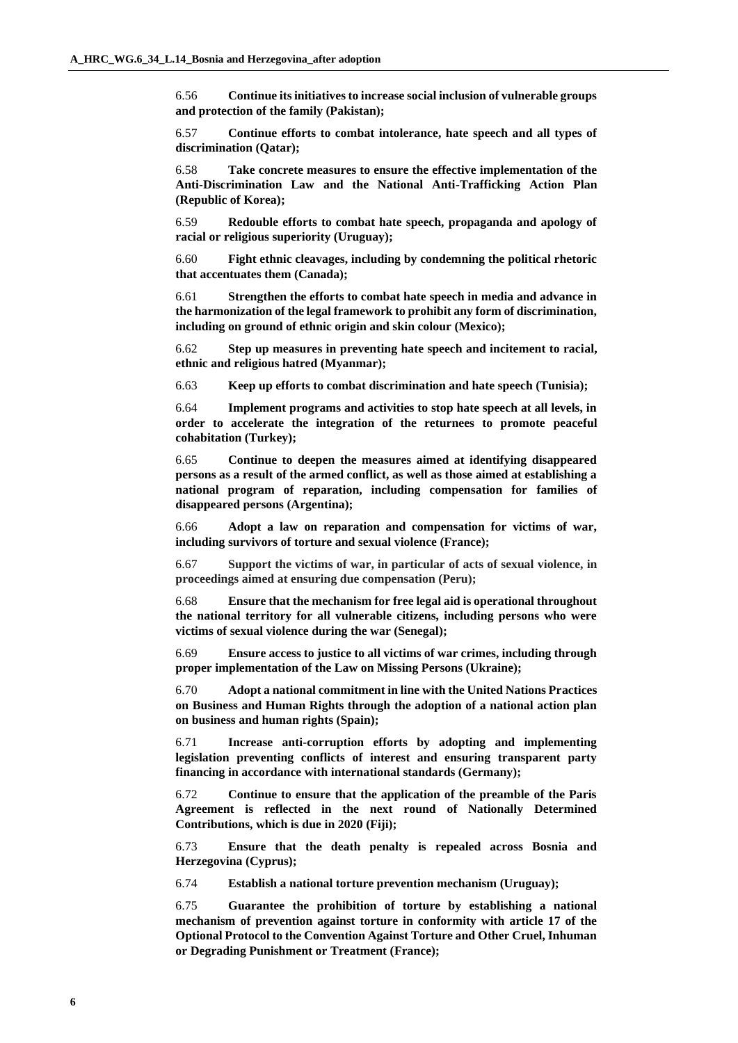6.56 **Continue its initiatives to increase social inclusion of vulnerable groups and protection of the family (Pakistan);**

6.57 **Continue efforts to combat intolerance, hate speech and all types of discrimination (Qatar);**

6.58 **Take concrete measures to ensure the effective implementation of the Anti-Discrimination Law and the National Anti-Trafficking Action Plan (Republic of Korea);**

6.59 **Redouble efforts to combat hate speech, propaganda and apology of racial or religious superiority (Uruguay);**

6.60 **Fight ethnic cleavages, including by condemning the political rhetoric that accentuates them (Canada);**

6.61 **Strengthen the efforts to combat hate speech in media and advance in the harmonization of the legal framework to prohibit any form of discrimination, including on ground of ethnic origin and skin colour (Mexico);**

6.62 **Step up measures in preventing hate speech and incitement to racial, ethnic and religious hatred (Myanmar);**

6.63 **Keep up efforts to combat discrimination and hate speech (Tunisia);**

6.64 **Implement programs and activities to stop hate speech at all levels, in order to accelerate the integration of the returnees to promote peaceful cohabitation (Turkey);**

6.65 **Continue to deepen the measures aimed at identifying disappeared persons as a result of the armed conflict, as well as those aimed at establishing a national program of reparation, including compensation for families of disappeared persons (Argentina);**

6.66 **Adopt a law on reparation and compensation for victims of war, including survivors of torture and sexual violence (France);**

6.67 **Support the victims of war, in particular of acts of sexual violence, in proceedings aimed at ensuring due compensation (Peru);**

6.68 **Ensure that the mechanism for free legal aid is operational throughout the national territory for all vulnerable citizens, including persons who were victims of sexual violence during the war (Senegal);**

6.69 **Ensure access to justice to all victims of war crimes, including through proper implementation of the Law on Missing Persons (Ukraine);**

6.70 **Adopt a national commitment in line with the United Nations Practices on Business and Human Rights through the adoption of a national action plan on business and human rights (Spain);**

6.71 **Increase anti-corruption efforts by adopting and implementing legislation preventing conflicts of interest and ensuring transparent party financing in accordance with international standards (Germany);**

6.72 **Continue to ensure that the application of the preamble of the Paris Agreement is reflected in the next round of Nationally Determined Contributions, which is due in 2020 (Fiji);**

6.73 **Ensure that the death penalty is repealed across Bosnia and Herzegovina (Cyprus);**

6.74 **Establish a national torture prevention mechanism (Uruguay);**

6.75 **Guarantee the prohibition of torture by establishing a national mechanism of prevention against torture in conformity with article 17 of the Optional Protocol to the Convention Against Torture and Other Cruel, Inhuman or Degrading Punishment or Treatment (France);**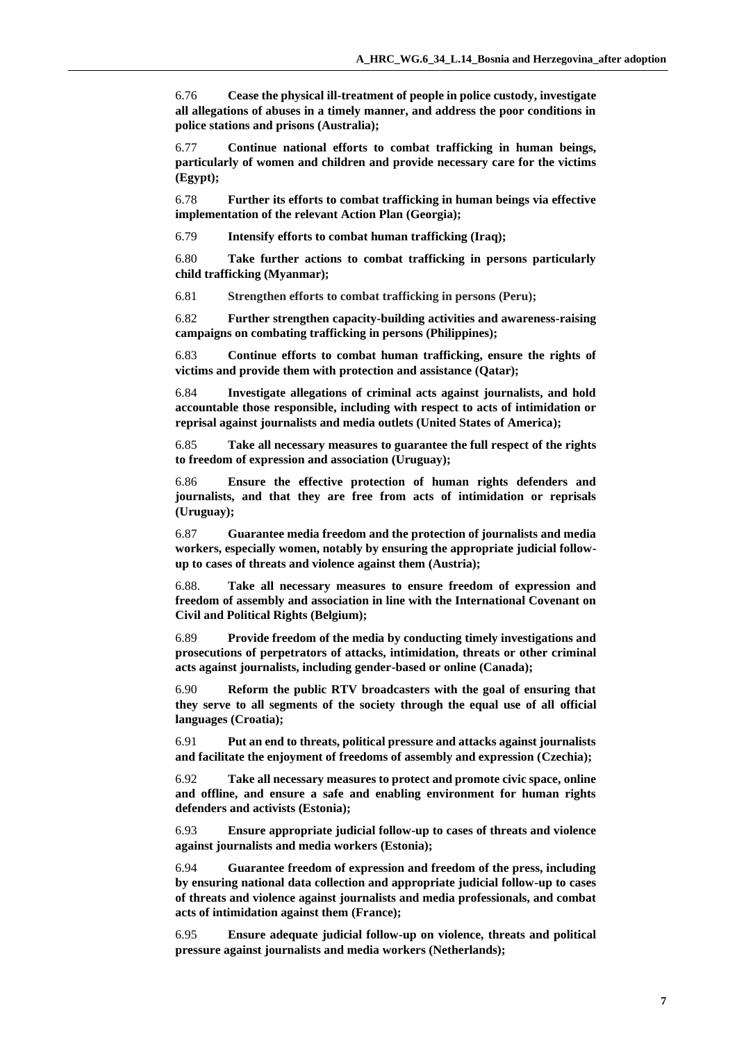6.76 **Cease the physical ill-treatment of people in police custody, investigate all allegations of abuses in a timely manner, and address the poor conditions in police stations and prisons (Australia);**

6.77 **Continue national efforts to combat trafficking in human beings, particularly of women and children and provide necessary care for the victims (Egypt);**

6.78 **Further its efforts to combat trafficking in human beings via effective implementation of the relevant Action Plan (Georgia);**

6.79 **Intensify efforts to combat human trafficking (Iraq);**

6.80 **Take further actions to combat trafficking in persons particularly child trafficking (Myanmar);**

6.81 **Strengthen efforts to combat trafficking in persons (Peru);**

6.82 **Further strengthen capacity-building activities and awareness-raising campaigns on combating trafficking in persons (Philippines);**

6.83 **Continue efforts to combat human trafficking, ensure the rights of victims and provide them with protection and assistance (Qatar);**

6.84 **Investigate allegations of criminal acts against journalists, and hold accountable those responsible, including with respect to acts of intimidation or reprisal against journalists and media outlets (United States of America);**

6.85 **Take all necessary measures to guarantee the full respect of the rights to freedom of expression and association (Uruguay);**

6.86 **Ensure the effective protection of human rights defenders and journalists, and that they are free from acts of intimidation or reprisals (Uruguay);**

6.87 **Guarantee media freedom and the protection of journalists and media workers, especially women, notably by ensuring the appropriate judicial follow-up to cases of threats and violence against them (Austria);**

6.88. **Take all necessary measures to ensure freedom of expression and freedom of assembly and association in line with the International Covenant on Civil and Political Rights (Belgium);**

6.89 **Provide freedom of the media by conducting timely investigations and prosecutions of perpetrators of attacks, intimidation, threats or other criminal acts against journalists, including gender-based or online (Canada);**

6.90 **Reform the public RTV broadcasters with the goal of ensuring that they serve to all segments of the society through the equal use of all official languages (Croatia);**

6.91 **Put an end to threats, political pressure and attacks against journalists and facilitate the enjoyment of freedoms of assembly and expression (Czechia);**

6.92 **Take all necessary measures to protect and promote civic space, online and offline, and ensure a safe and enabling environment for human rights defenders and activists (Estonia);**

6.93 **Ensure appropriate judicial follow-up to cases of threats and violence against journalists and media workers (Estonia);**

6.94 **Guarantee freedom of expression and freedom of the press, including by ensuring national data collection and appropriate judicial follow-up to cases of threats and violence against journalists and media professionals, and combat acts of intimidation against them (France);**

6.95 **Ensure adequate judicial follow-up on violence, threats and political pressure against journalists and media workers (Netherlands);**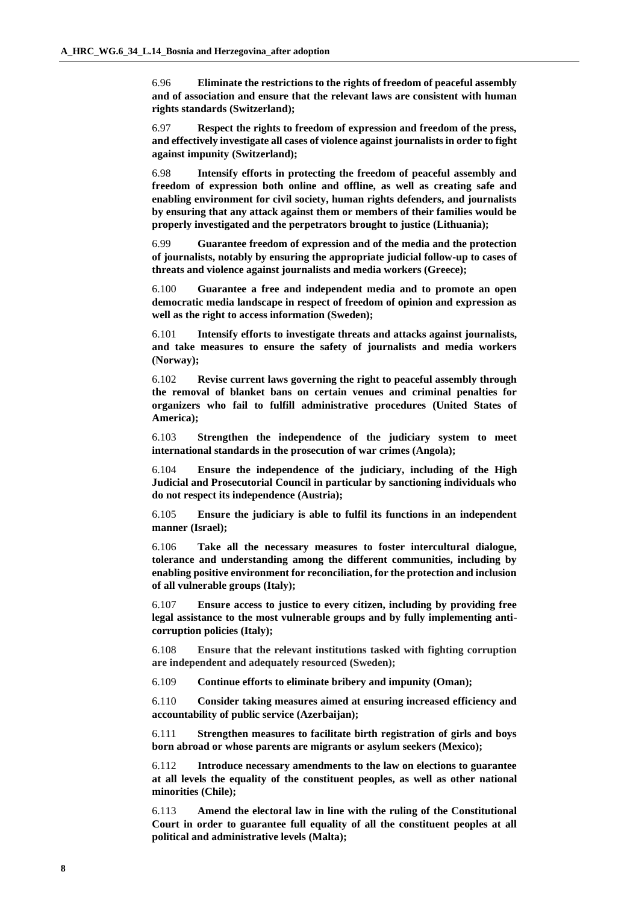6.96 **Eliminate the restrictions to the rights of freedom of peaceful assembly and of association and ensure that the relevant laws are consistent with human rights standards (Switzerland);**

6.97 **Respect the rights to freedom of expression and freedom of the press, and effectively investigate all cases of violence against journalists in order to fight against impunity (Switzerland);**

6.98 **Intensify efforts in protecting the freedom of peaceful assembly and freedom of expression both online and offline, as well as creating safe and enabling environment for civil society, human rights defenders, and journalists by ensuring that any attack against them or members of their families would be properly investigated and the perpetrators brought to justice (Lithuania);**

6.99 **Guarantee freedom of expression and of the media and the protection of journalists, notably by ensuring the appropriate judicial follow-up to cases of threats and violence against journalists and media workers (Greece);**

6.100 **Guarantee a free and independent media and to promote an open democratic media landscape in respect of freedom of opinion and expression as well as the right to access information (Sweden);**

6.101 **Intensify efforts to investigate threats and attacks against journalists, and take measures to ensure the safety of journalists and media workers (Norway);**

6.102 **Revise current laws governing the right to peaceful assembly through the removal of blanket bans on certain venues and criminal penalties for organizers who fail to fulfill administrative procedures (United States of America);**

6.103 **Strengthen the independence of the judiciary system to meet international standards in the prosecution of war crimes (Angola);**

6.104 **Ensure the independence of the judiciary, including of the High Judicial and Prosecutorial Council in particular by sanctioning individuals who do not respect its independence (Austria);**

6.105 **Ensure the judiciary is able to fulfil its functions in an independent manner (Israel);**

6.106 **Take all the necessary measures to foster intercultural dialogue, tolerance and understanding among the different communities, including by enabling positive environment for reconciliation, for the protection and inclusion of all vulnerable groups (Italy);**

6.107 **Ensure access to justice to every citizen, including by providing free legal assistance to the most vulnerable groups and by fully implementing anti-corruption policies (Italy);**

6.108 **Ensure that the relevant institutions tasked with fighting corruption are independent and adequately resourced (Sweden);**

6.109 **Continue efforts to eliminate bribery and impunity (Oman);**

6.110 **Consider taking measures aimed at ensuring increased efficiency and accountability of public service (Azerbaijan);**

6.111 **Strengthen measures to facilitate birth registration of girls and boys born abroad or whose parents are migrants or asylum seekers (Mexico);**

6.112 **Introduce necessary amendments to the law on elections to guarantee at all levels the equality of the constituent peoples, as well as other national minorities (Chile);**

6.113 **Amend the electoral law in line with the ruling of the Constitutional Court in order to guarantee full equality of all the constituent peoples at all political and administrative levels (Malta);**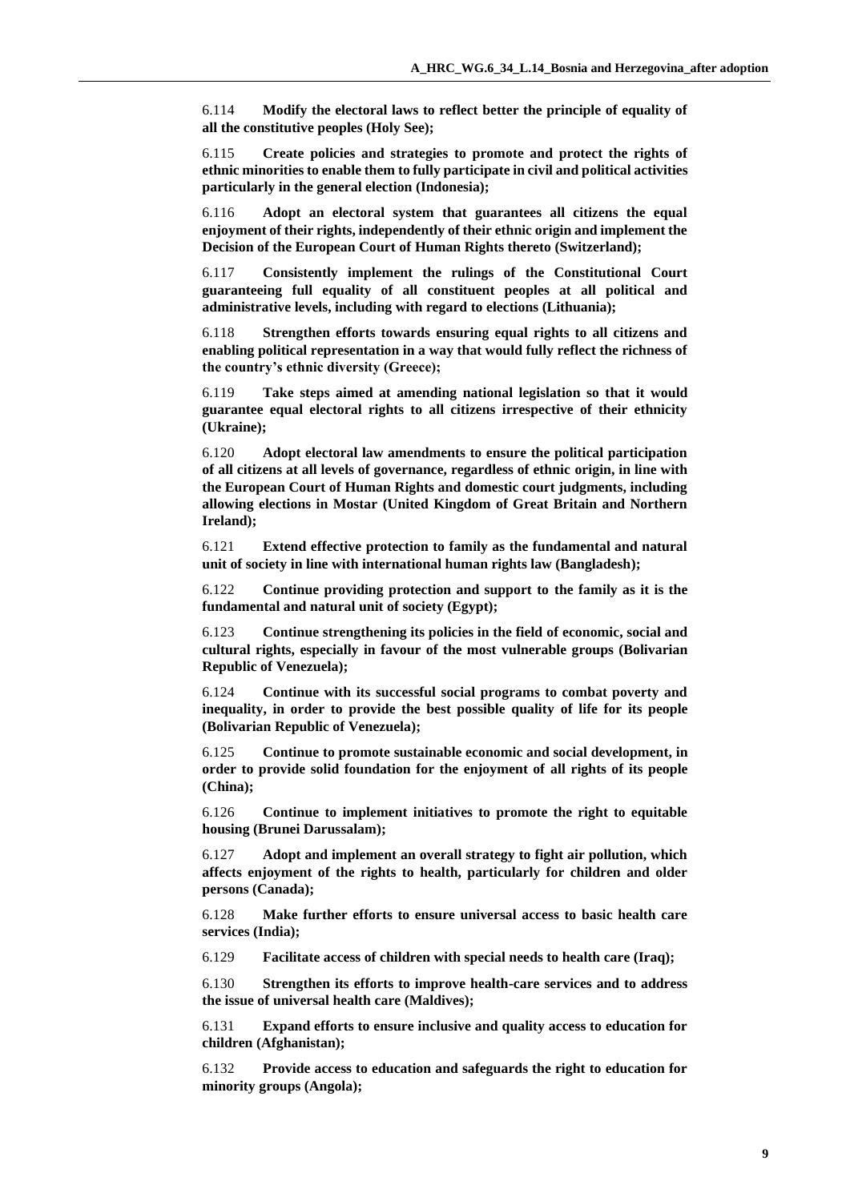6.114 **Modify the electoral laws to reflect better the principle of equality of all the constitutive peoples (Holy See);**

6.115 **Create policies and strategies to promote and protect the rights of ethnic minorities to enable them to fully participate in civil and political activities particularly in the general election (Indonesia);**

6.116 **Adopt an electoral system that guarantees all citizens the equal enjoyment of their rights, independently of their ethnic origin and implement the Decision of the European Court of Human Rights thereto (Switzerland);**

6.117 **Consistently implement the rulings of the Constitutional Court guaranteeing full equality of all constituent peoples at all political and administrative levels, including with regard to elections (Lithuania);**

6.118 **Strengthen efforts towards ensuring equal rights to all citizens and enabling political representation in a way that would fully reflect the richness of the country's ethnic diversity (Greece);**

6.119 **Take steps aimed at amending national legislation so that it would guarantee equal electoral rights to all citizens irrespective of their ethnicity (Ukraine);**

6.120 **Adopt electoral law amendments to ensure the political participation of all citizens at all levels of governance, regardless of ethnic origin, in line with the European Court of Human Rights and domestic court judgments, including allowing elections in Mostar (United Kingdom of Great Britain and Northern Ireland);**

6.121 **Extend effective protection to family as the fundamental and natural unit of society in line with international human rights law (Bangladesh);**

6.122 **Continue providing protection and support to the family as it is the fundamental and natural unit of society (Egypt);**

6.123 **Continue strengthening its policies in the field of economic, social and cultural rights, especially in favour of the most vulnerable groups (Bolivarian Republic of Venezuela);**

6.124 **Continue with its successful social programs to combat poverty and inequality, in order to provide the best possible quality of life for its people (Bolivarian Republic of Venezuela);**

6.125 **Continue to promote sustainable economic and social development, in order to provide solid foundation for the enjoyment of all rights of its people (China);**

6.126 **Continue to implement initiatives to promote the right to equitable housing (Brunei Darussalam);**

6.127 **Adopt and implement an overall strategy to fight air pollution, which affects enjoyment of the rights to health, particularly for children and older persons (Canada);**

6.128 **Make further efforts to ensure universal access to basic health care services (India);**

6.129 **Facilitate access of children with special needs to health care (Iraq);**

6.130 **Strengthen its efforts to improve health-care services and to address the issue of universal health care (Maldives);**

6.131 **Expand efforts to ensure inclusive and quality access to education for children (Afghanistan);**

6.132 **Provide access to education and safeguards the right to education for minority groups (Angola);**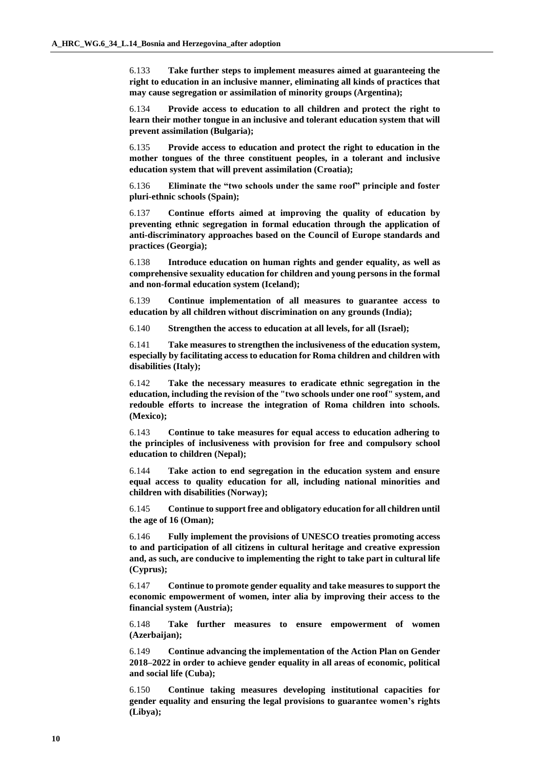6.133 **Take further steps to implement measures aimed at guaranteeing the right to education in an inclusive manner, eliminating all kinds of practices that may cause segregation or assimilation of minority groups (Argentina);**

6.134 **Provide access to education to all children and protect the right to learn their mother tongue in an inclusive and tolerant education system that will prevent assimilation (Bulgaria);**

6.135 **Provide access to education and protect the right to education in the mother tongues of the three constituent peoples, in a tolerant and inclusive education system that will prevent assimilation (Croatia);**

6.136 **Eliminate the "two schools under the same roof" principle and foster pluri-ethnic schools (Spain);**

6.137 **Continue efforts aimed at improving the quality of education by preventing ethnic segregation in formal education through the application of anti-discriminatory approaches based on the Council of Europe standards and practices (Georgia);**

6.138 **Introduce education on human rights and gender equality, as well as comprehensive sexuality education for children and young persons in the formal and non-formal education system (Iceland);**

6.139 **Continue implementation of all measures to guarantee access to education by all children without discrimination on any grounds (India);**

6.140 **Strengthen the access to education at all levels, for all (Israel);**

6.141 **Take measures to strengthen the inclusiveness of the education system, especially by facilitating access to education for Roma children and children with disabilities (Italy);**

6.142 **Take the necessary measures to eradicate ethnic segregation in the education, including the revision of the "two schools under one roof" system, and redouble efforts to increase the integration of Roma children into schools. (Mexico);**

6.143 **Continue to take measures for equal access to education adhering to the principles of inclusiveness with provision for free and compulsory school education to children (Nepal);**

6.144 **Take action to end segregation in the education system and ensure equal access to quality education for all, including national minorities and children with disabilities (Norway);**

6.145 **Continue to support free and obligatory education for all children until the age of 16 (Oman);**

6.146 **Fully implement the provisions of UNESCO treaties promoting access to and participation of all citizens in cultural heritage and creative expression and, as such, are conducive to implementing the right to take part in cultural life (Cyprus);**

6.147 **Continue to promote gender equality and take measures to support the economic empowerment of women, inter alia by improving their access to the financial system (Austria);**

6.148 **Take further measures to ensure empowerment of women (Azerbaijan);**

6.149 **Continue advancing the implementation of the Action Plan on Gender 2018–2022 in order to achieve gender equality in all areas of economic, political and social life (Cuba);**

6.150 **Continue taking measures developing institutional capacities for gender equality and ensuring the legal provisions to guarantee women's rights (Libya);**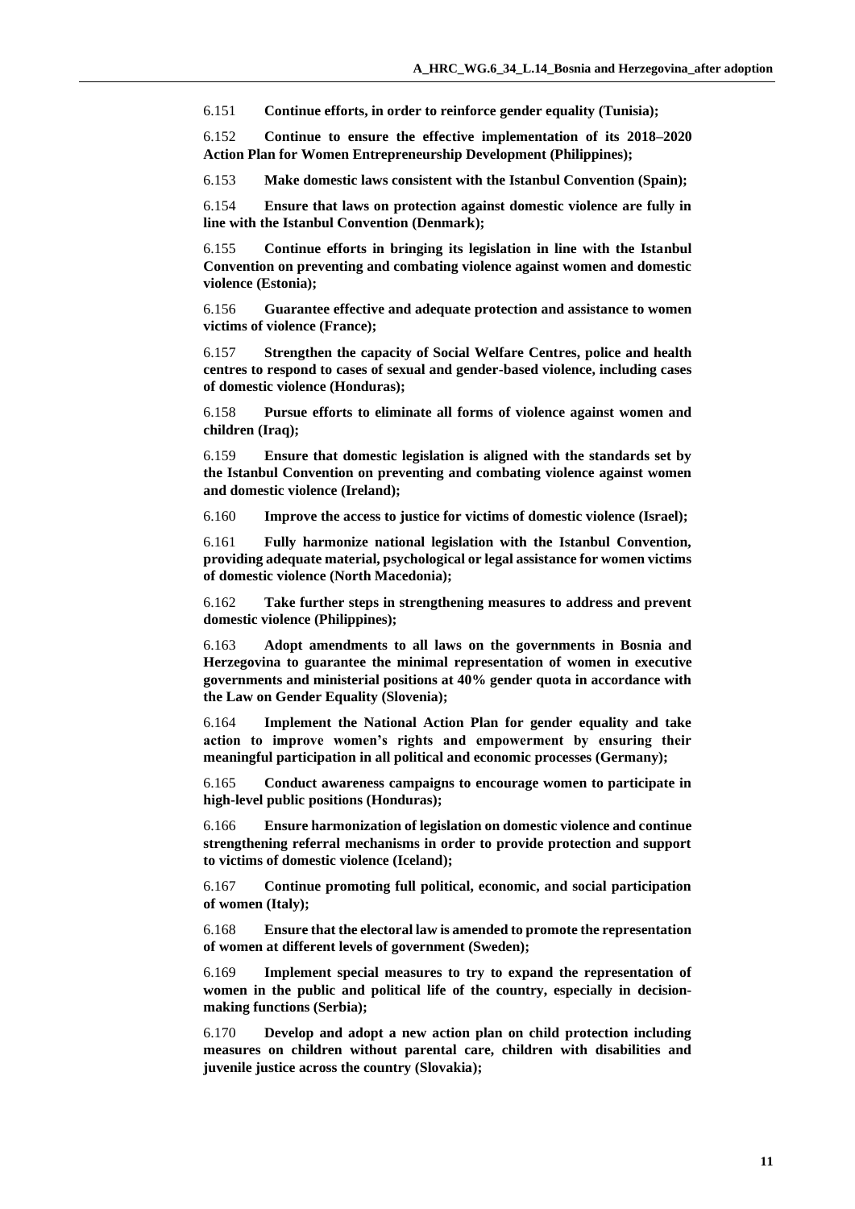6.151 **Continue efforts, in order to reinforce gender equality (Tunisia);**

6.152 **Continue to ensure the effective implementation of its 2018–2020 Action Plan for Women Entrepreneurship Development (Philippines);**

6.153 **Make domestic laws consistent with the Istanbul Convention (Spain);**

6.154 **Ensure that laws on protection against domestic violence are fully in line with the Istanbul Convention (Denmark);**

6.155 **Continue efforts in bringing its legislation in line with the Istanbul Convention on preventing and combating violence against women and domestic violence (Estonia);**

6.156 **Guarantee effective and adequate protection and assistance to women victims of violence (France);**

6.157 **Strengthen the capacity of Social Welfare Centres, police and health centres to respond to cases of sexual and gender-based violence, including cases of domestic violence (Honduras);**

6.158 **Pursue efforts to eliminate all forms of violence against women and children (Iraq);**

6.159 **Ensure that domestic legislation is aligned with the standards set by the Istanbul Convention on preventing and combating violence against women and domestic violence (Ireland);**

6.160 **Improve the access to justice for victims of domestic violence (Israel);**

6.161 **Fully harmonize national legislation with the Istanbul Convention, providing adequate material, psychological or legal assistance for women victims of domestic violence (North Macedonia);**

6.162 **Take further steps in strengthening measures to address and prevent domestic violence (Philippines);**

6.163 **Adopt amendments to all laws on the governments in Bosnia and Herzegovina to guarantee the minimal representation of women in executive governments and ministerial positions at 40% gender quota in accordance with the Law on Gender Equality (Slovenia);**

6.164 **Implement the National Action Plan for gender equality and take action to improve women's rights and empowerment by ensuring their meaningful participation in all political and economic processes (Germany);**

6.165 **Conduct awareness campaigns to encourage women to participate in high-level public positions (Honduras);**

6.166 **Ensure harmonization of legislation on domestic violence and continue strengthening referral mechanisms in order to provide protection and support to victims of domestic violence (Iceland);**

6.167 **Continue promoting full political, economic, and social participation of women (Italy);**

6.168 **Ensure that the electoral law is amended to promote the representation of women at different levels of government (Sweden);**

6.169 **Implement special measures to try to expand the representation of women in the public and political life of the country, especially in decision-making functions (Serbia);**

6.170 **Develop and adopt a new action plan on child protection including measures on children without parental care, children with disabilities and juvenile justice across the country (Slovakia);**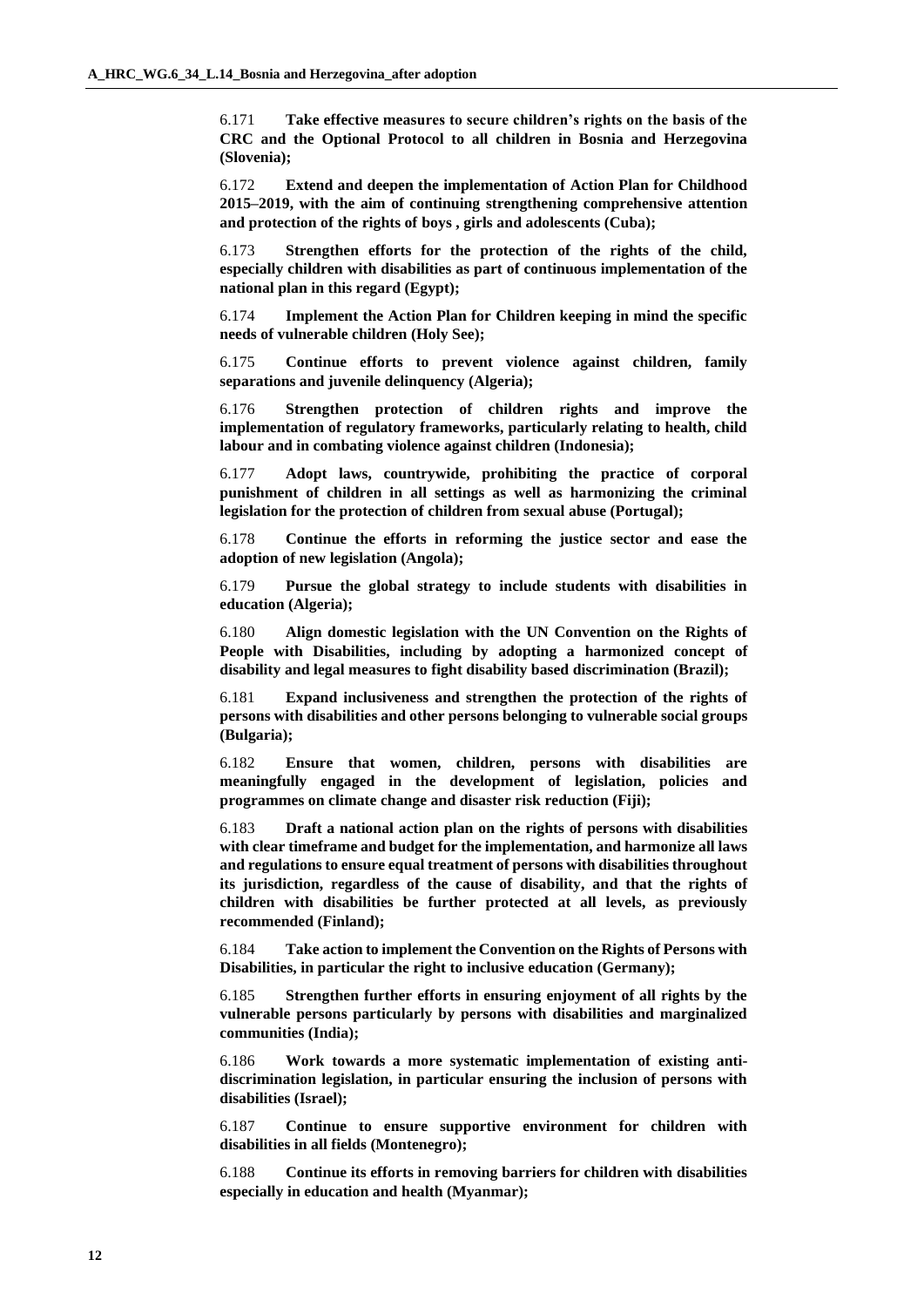6.171 **Take effective measures to secure children's rights on the basis of the CRC and the Optional Protocol to all children in Bosnia and Herzegovina (Slovenia);**

6.172 **Extend and deepen the implementation of Action Plan for Childhood 2015–2019, with the aim of continuing strengthening comprehensive attention and protection of the rights of boys , girls and adolescents (Cuba);**

6.173 **Strengthen efforts for the protection of the rights of the child, especially children with disabilities as part of continuous implementation of the national plan in this regard (Egypt);**

6.174 **Implement the Action Plan for Children keeping in mind the specific needs of vulnerable children (Holy See);**

6.175 **Continue efforts to prevent violence against children, family separations and juvenile delinquency (Algeria);**

6.176 **Strengthen protection of children rights and improve the implementation of regulatory frameworks, particularly relating to health, child labour and in combating violence against children (Indonesia);**

6.177 **Adopt laws, countrywide, prohibiting the practice of corporal punishment of children in all settings as well as harmonizing the criminal legislation for the protection of children from sexual abuse (Portugal);**

6.178 **Continue the efforts in reforming the justice sector and ease the adoption of new legislation (Angola);**

6.179 **Pursue the global strategy to include students with disabilities in education (Algeria);**

6.180 **Align domestic legislation with the UN Convention on the Rights of People with Disabilities, including by adopting a harmonized concept of disability and legal measures to fight disability based discrimination (Brazil);**

6.181 **Expand inclusiveness and strengthen the protection of the rights of persons with disabilities and other persons belonging to vulnerable social groups (Bulgaria);**

6.182 **Ensure that women, children, persons with disabilities are meaningfully engaged in the development of legislation, policies and programmes on climate change and disaster risk reduction (Fiji);**

6.183 **Draft a national action plan on the rights of persons with disabilities with clear timeframe and budget for the implementation, and harmonize all laws and regulations to ensure equal treatment of persons with disabilities throughout its jurisdiction, regardless of the cause of disability, and that the rights of children with disabilities be further protected at all levels, as previously recommended (Finland);**

6.184 **Take action to implement the Convention on the Rights of Persons with Disabilities, in particular the right to inclusive education (Germany);**

6.185 **Strengthen further efforts in ensuring enjoyment of all rights by the vulnerable persons particularly by persons with disabilities and marginalized communities (India);**

6.186 **Work towards a more systematic implementation of existing anti-discrimination legislation, in particular ensuring the inclusion of persons with disabilities (Israel);**

6.187 **Continue to ensure supportive environment for children with disabilities in all fields (Montenegro);**

6.188 **Continue its efforts in removing barriers for children with disabilities especially in education and health (Myanmar);**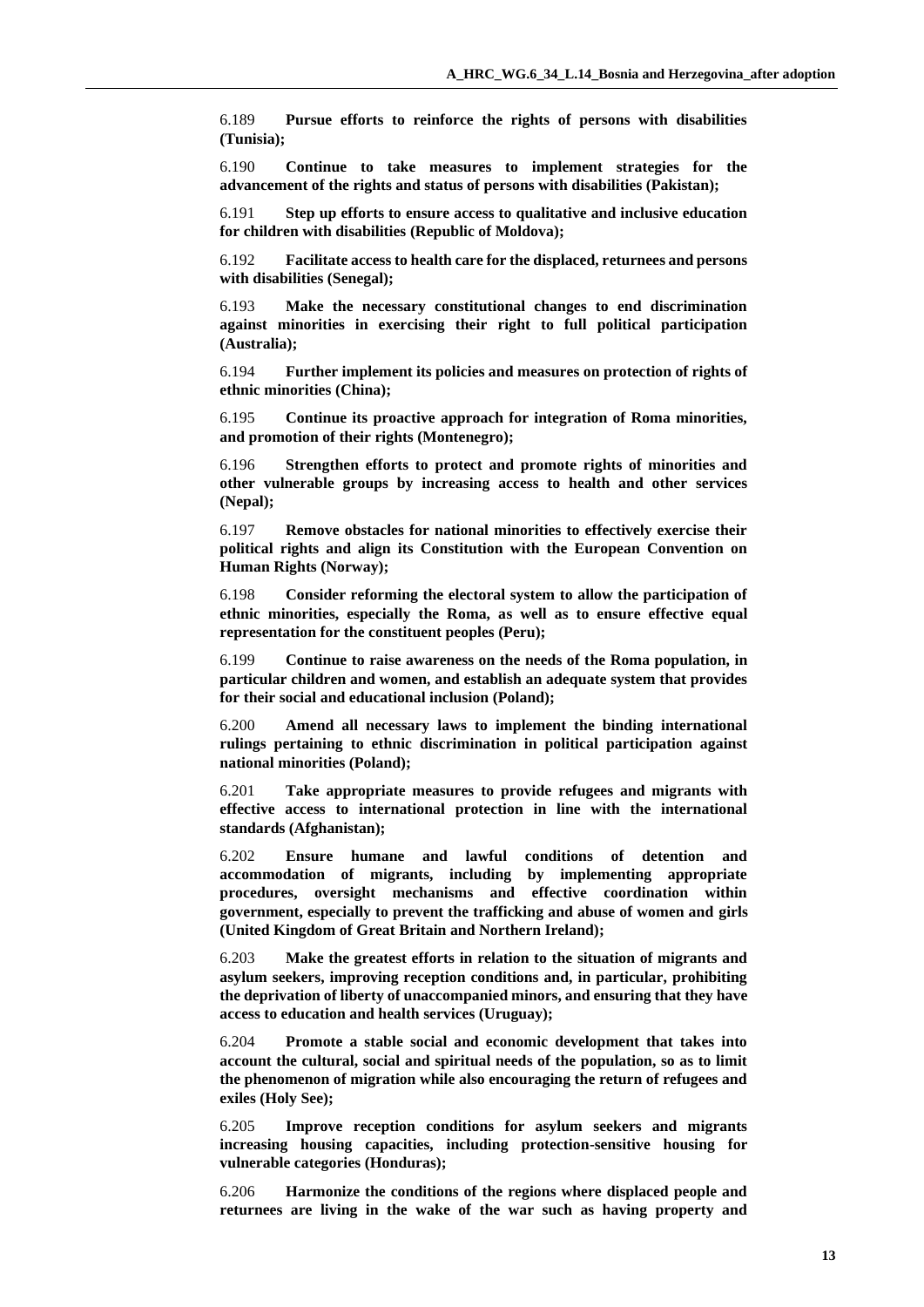6.189 **Pursue efforts to reinforce the rights of persons with disabilities (Tunisia);**

6.190 **Continue to take measures to implement strategies for the advancement of the rights and status of persons with disabilities (Pakistan);**

6.191 **Step up efforts to ensure access to qualitative and inclusive education for children with disabilities (Republic of Moldova);**

6.192 **Facilitate access to health care for the displaced, returnees and persons with disabilities (Senegal);**

6.193 **Make the necessary constitutional changes to end discrimination against minorities in exercising their right to full political participation (Australia);**

6.194 **Further implement its policies and measures on protection of rights of ethnic minorities (China);**

6.195 **Continue its proactive approach for integration of Roma minorities, and promotion of their rights (Montenegro);**

6.196 **Strengthen efforts to protect and promote rights of minorities and other vulnerable groups by increasing access to health and other services (Nepal);**

6.197 **Remove obstacles for national minorities to effectively exercise their political rights and align its Constitution with the European Convention on Human Rights (Norway);**

6.198 **Consider reforming the electoral system to allow the participation of ethnic minorities, especially the Roma, as well as to ensure effective equal representation for the constituent peoples (Peru);**

6.199 **Continue to raise awareness on the needs of the Roma population, in particular children and women, and establish an adequate system that provides for their social and educational inclusion (Poland);**

6.200 **Amend all necessary laws to implement the binding international rulings pertaining to ethnic discrimination in political participation against national minorities (Poland);**

6.201 **Take appropriate measures to provide refugees and migrants with effective access to international protection in line with the international standards (Afghanistan);**

6.202 **Ensure humane and lawful conditions of detention and accommodation of migrants, including by implementing appropriate procedures, oversight mechanisms and effective coordination within government, especially to prevent the trafficking and abuse of women and girls (United Kingdom of Great Britain and Northern Ireland);**

6.203 **Make the greatest efforts in relation to the situation of migrants and asylum seekers, improving reception conditions and, in particular, prohibiting the deprivation of liberty of unaccompanied minors, and ensuring that they have access to education and health services (Uruguay);**

6.204 **Promote a stable social and economic development that takes into account the cultural, social and spiritual needs of the population, so as to limit the phenomenon of migration while also encouraging the return of refugees and exiles (Holy See);**

6.205 **Improve reception conditions for asylum seekers and migrants increasing housing capacities, including protection-sensitive housing for vulnerable categories (Honduras);**

6.206 **Harmonize the conditions of the regions where displaced people and returnees are living in the wake of the war such as having property and**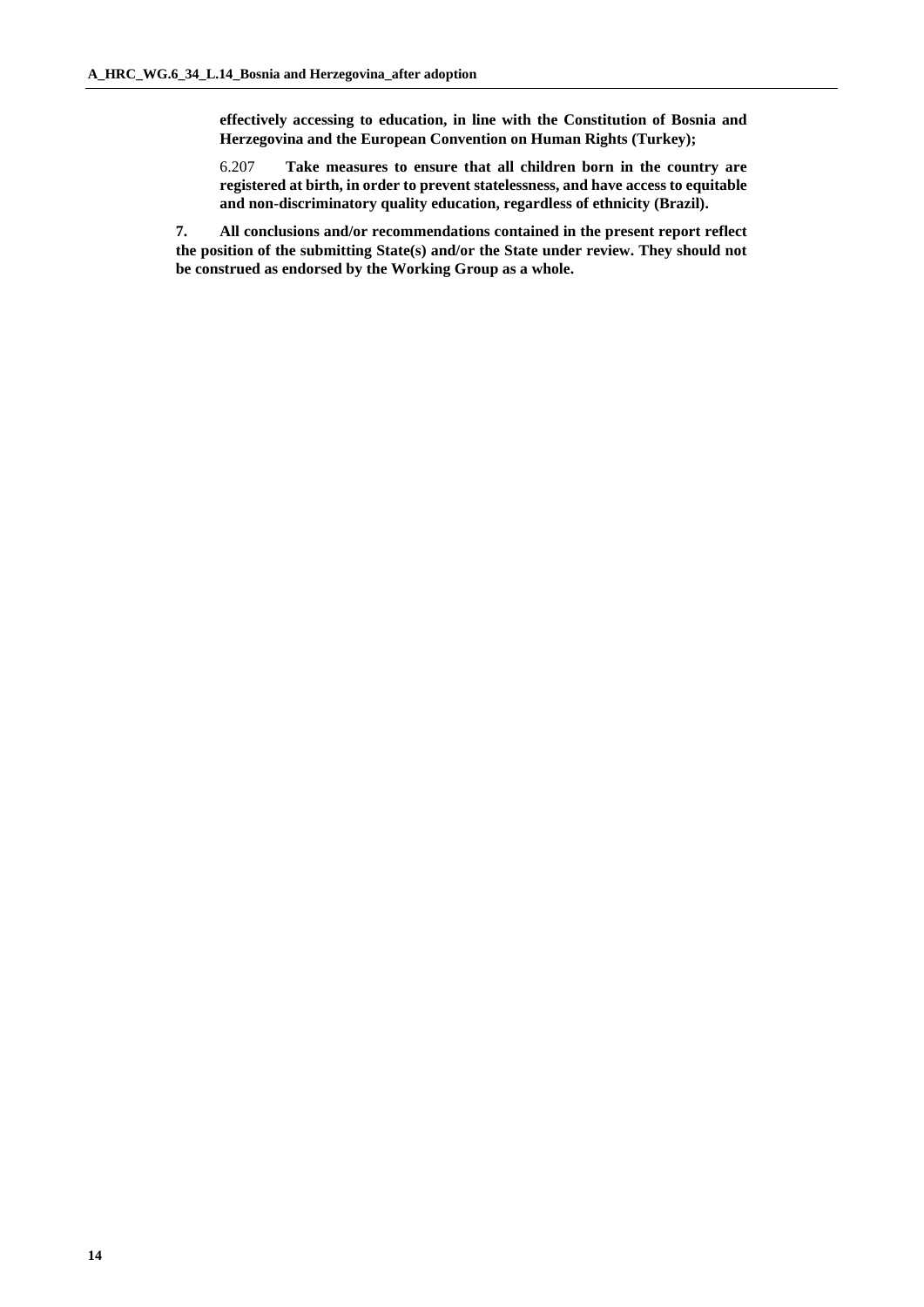**effectively accessing to education, in line with the Constitution of Bosnia and Herzegovina and the European Convention on Human Rights (Turkey);**

6.207 **Take measures to ensure that all children born in the country are registered at birth, in order to prevent statelessness, and have access to equitable and non-discriminatory quality education, regardless of ethnicity (Brazil).**

**7. All conclusions and/or recommendations contained in the present report reflect the position of the submitting State(s) and/or the State under review. They should not be construed as endorsed by the Working Group as a whole.**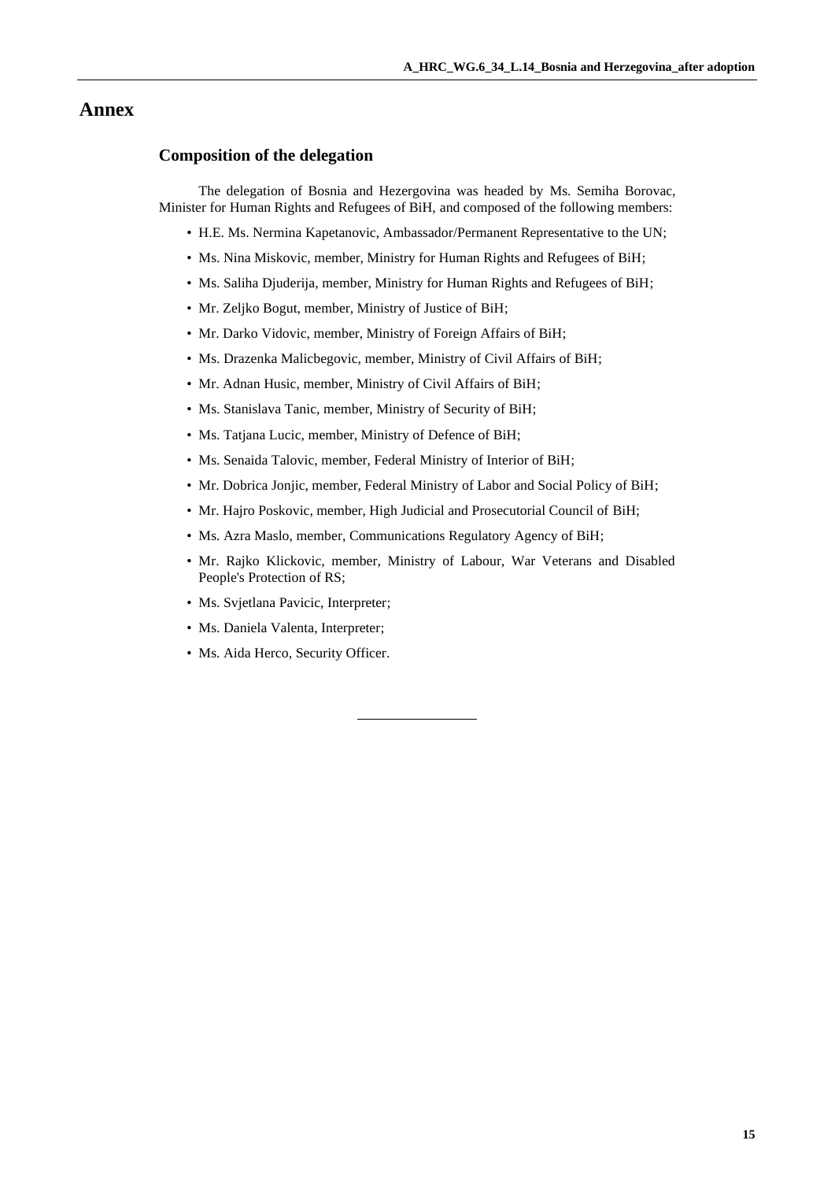# Annex

## Composition of the delegation

The delegation of Bosnia and Hezergovina was headed by Ms. Semiha Borovac, Minister for Human Rights and Refugees of BiH, and composed of the following members:

- H.E. Ms. Nermina Kapetanovic, Ambassador/Permanent Representative to the UN;
- Ms. Nina Miskovic, member, Ministry for Human Rights and Refugees of BiH;
- Ms. Saliha Djuderija, member, Ministry for Human Rights and Refugees of BiH;
- Mr. Zeljko Bogut, member, Ministry of Justice of BiH;
- Mr. Darko Vidovic, member, Ministry of Foreign Affairs of BiH;
- Ms. Drazenka Malicbegovic, member, Ministry of Civil Affairs of BiH;
- Mr. Adnan Husic, member, Ministry of Civil Affairs of BiH;
- Ms. Stanislava Tanic, member, Ministry of Security of BiH;
- Ms. Tatjana Lucic, member, Ministry of Defence of BiH;
- Ms. Senaida Talovic, member, Federal Ministry of Interior of BiH;
- Mr. Dobrica Jonjic, member, Federal Ministry of Labor and Social Policy of BiH;
- Mr. Hajro Poskovic, member, High Judicial and Prosecutorial Council of BiH;
- Ms. Azra Maslo, member, Communications Regulatory Agency of BiH;
- Mr. Rajko Klickovic, member, Ministry of Labour, War Veterans and Disabled People's Protection of RS;
- Ms. Svjetlana Pavicic, Interpreter;
- Ms. Daniela Valenta, Interpreter;
- Ms. Aida Herco, Security Officer.